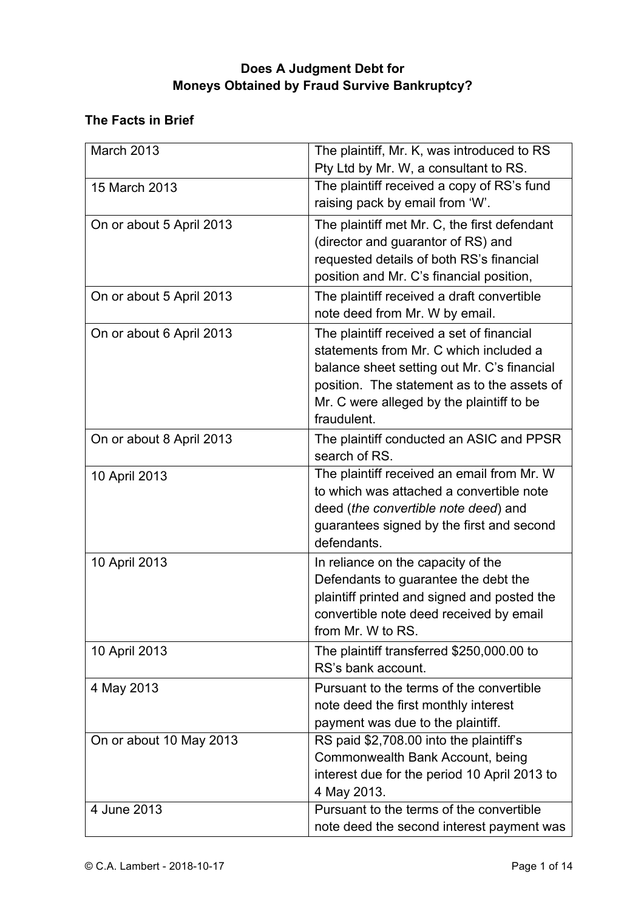**Does A Judgment Debt for Moneys Obtained by Fraud Survive Bankruptcy?**

**The Facts in Brief**

| | |
|---|---|
| March 2013 | The plaintiff, Mr. K, was introduced to RS Pty Ltd by Mr. W, a consultant to RS. |
| 15 March 2013 | The plaintiff received a copy of RS's fund raising pack by email from 'W'. |
| On or about 5 April 2013 | The plaintiff met Mr. C, the first defendant (director and guarantor of RS) and requested details of both RS's financial position and Mr. C's financial position, |
| On or about 5 April 2013 | The plaintiff received a draft convertible note deed from Mr. W by email. |
| On or about 6 April 2013 | The plaintiff received a set of financial statements from Mr. C which included a balance sheet setting out Mr. C's financial position. The statement as to the assets of Mr. C were alleged by the plaintiff to be fraudulent. |
| On or about 8 April 2013 | The plaintiff conducted an ASIC and PPSR search of RS. |
| 10 April 2013 | The plaintiff received an email from Mr. W to which was attached a convertible note deed (*the convertible note deed*) and guarantees signed by the first and second defendants. |
| 10 April 2013 | In reliance on the capacity of the Defendants to guarantee the debt the plaintiff printed and signed and posted the convertible note deed received by email from Mr. W to RS. |
| 10 April 2013 | The plaintiff transferred $250,000.00 to RS's bank account. |
| 4 May 2013 | Pursuant to the terms of the convertible note deed the first monthly interest payment was due to the plaintiff. |
| On or about 10 May 2013 | RS paid $2,708.00 into the plaintiff's Commonwealth Bank Account, being interest due for the period 10 April 2013 to 4 May 2013. |
| 4 June 2013 | Pursuant to the terms of the convertible note deed the second interest payment was |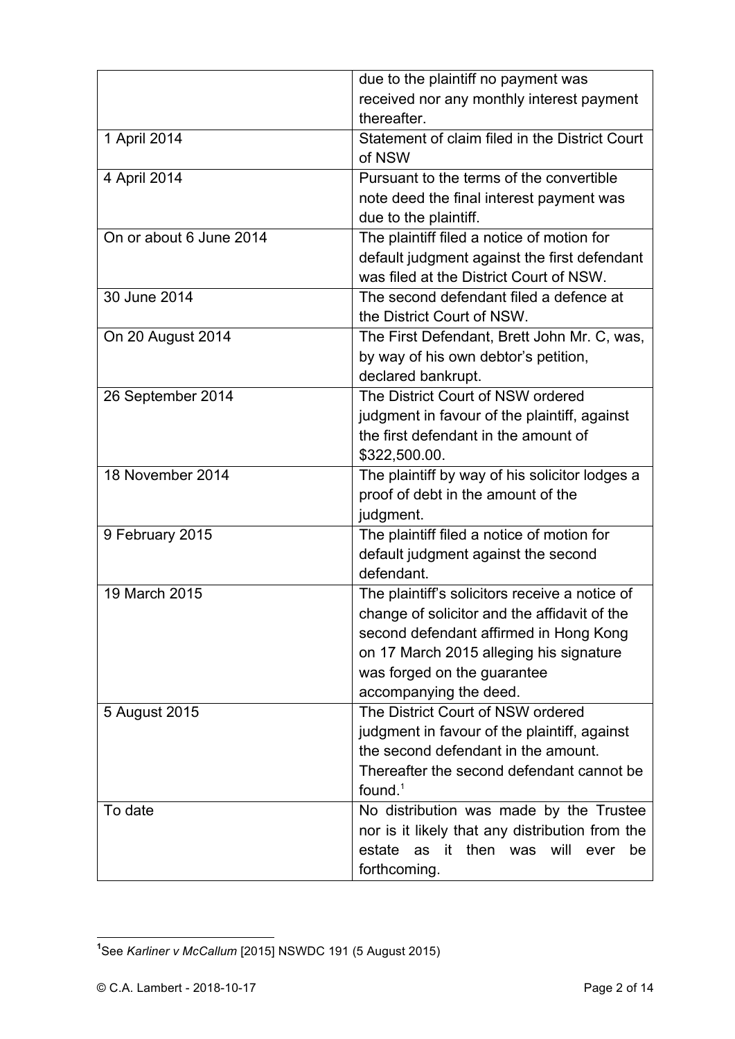| | |
|---|---|
| | due to the plaintiff no payment was received nor any monthly interest payment thereafter. |
| 1 April 2014 | Statement of claim filed in the District Court of NSW |
| 4 April 2014 | Pursuant to the terms of the convertible note deed the final interest payment was due to the plaintiff. |
| On or about 6 June 2014 | The plaintiff filed a notice of motion for default judgment against the first defendant was filed at the District Court of NSW. |
| 30 June 2014 | The second defendant filed a defence at the District Court of NSW. |
| On 20 August 2014 | The First Defendant, Brett John Mr. C, was, by way of his own debtor's petition, declared bankrupt. |
| 26 September 2014 | The District Court of NSW ordered judgment in favour of the plaintiff, against the first defendant in the amount of $322,500.00. |
| 18 November 2014 | The plaintiff by way of his solicitor lodges a proof of debt in the amount of the judgment. |
| 9 February 2015 | The plaintiff filed a notice of motion for default judgment against the second defendant. |
| 19 March 2015 | The plaintiff's solicitors receive a notice of change of solicitor and the affidavit of the second defendant affirmed in Hong Kong on 17 March 2015 alleging his signature was forged on the guarantee accompanying the deed. |
| 5 August 2015 | The District Court of NSW ordered judgment in favour of the plaintiff, against the second defendant in the amount. Thereafter the second defendant cannot be found.[1] |
| To date | No distribution was made by the Trustee nor is it likely that any distribution from the estate as it then was will ever be forthcoming. |

[1] See *Karliner v McCallum* [2015] NSWDC 191 (5 August 2015)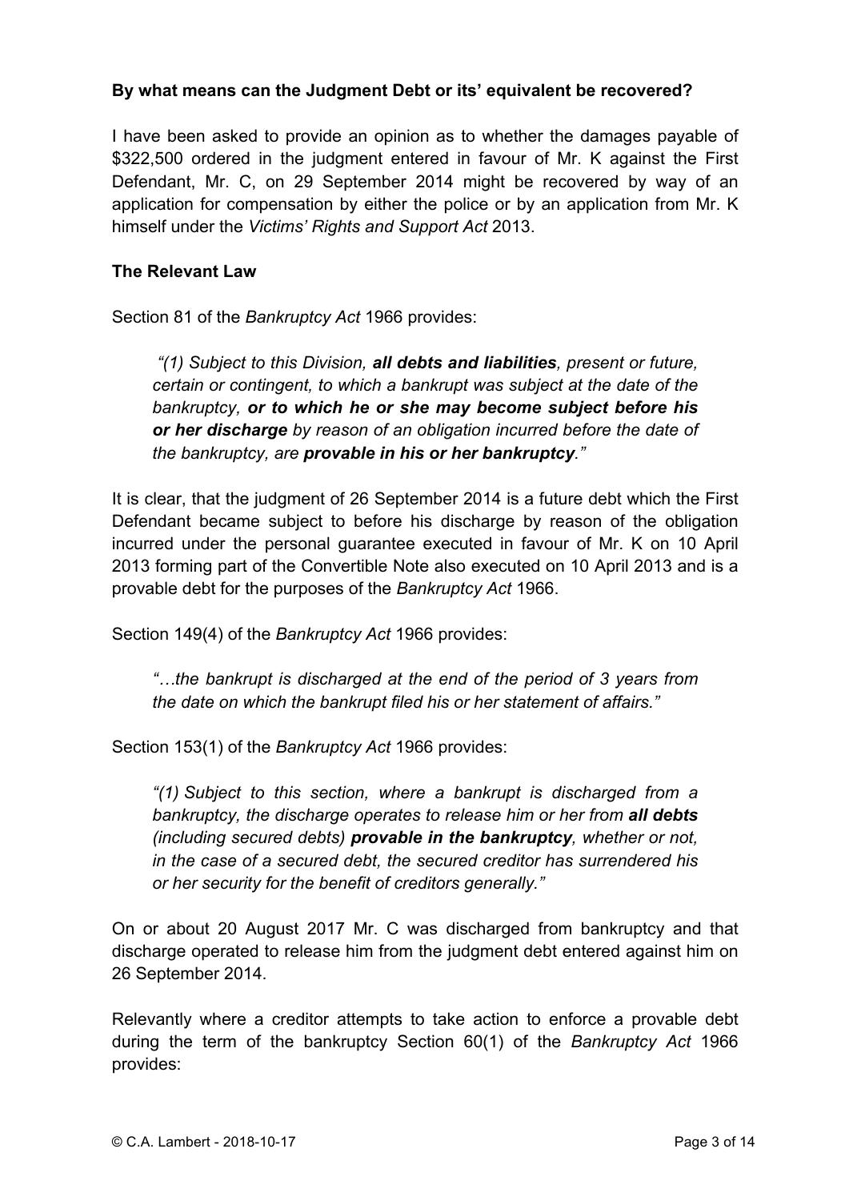### By what means can the Judgment Debt or its' equivalent be recovered?

I have been asked to provide an opinion as to whether the damages payable of $322,500 ordered in the judgment entered in favour of Mr. K against the First Defendant, Mr. C, on 29 September 2014 might be recovered by way of an application for compensation by either the police or by an application from Mr. K himself under the *Victims' Rights and Support Act* 2013.

### The Relevant Law

Section 81 of the *Bankruptcy Act* 1966 provides:

> *"(1) Subject to this Division,* ***all debts and liabilities****, present or future, certain or contingent, to which a bankrupt was subject at the date of the bankruptcy,* ***or to which he or she may become subject before his or her discharge*** *by reason of an obligation incurred before the date of the bankruptcy, are* ***provable in his or her bankruptcy****."*

It is clear, that the judgment of 26 September 2014 is a future debt which the First Defendant became subject to before his discharge by reason of the obligation incurred under the personal guarantee executed in favour of Mr. K on 10 April 2013 forming part of the Convertible Note also executed on 10 April 2013 and is a provable debt for the purposes of the *Bankruptcy Act* 1966.

Section 149(4) of the *Bankruptcy Act* 1966 provides:

> *"…the bankrupt is discharged at the end of the period of 3 years from the date on which the bankrupt filed his or her statement of affairs."*

Section 153(1) of the *Bankruptcy Act* 1966 provides:

> *"(1) Subject to this section, where a bankrupt is discharged from a bankruptcy, the discharge operates to release him or her from* ***all debts*** *(including secured debts)* ***provable in the bankruptcy****, whether or not, in the case of a secured debt, the secured creditor has surrendered his or her security for the benefit of creditors generally."*

On or about 20 August 2017 Mr. C was discharged from bankruptcy and that discharge operated to release him from the judgment debt entered against him on 26 September 2014.

Relevantly where a creditor attempts to take action to enforce a provable debt during the term of the bankruptcy Section 60(1) of the *Bankruptcy Act* 1966 provides: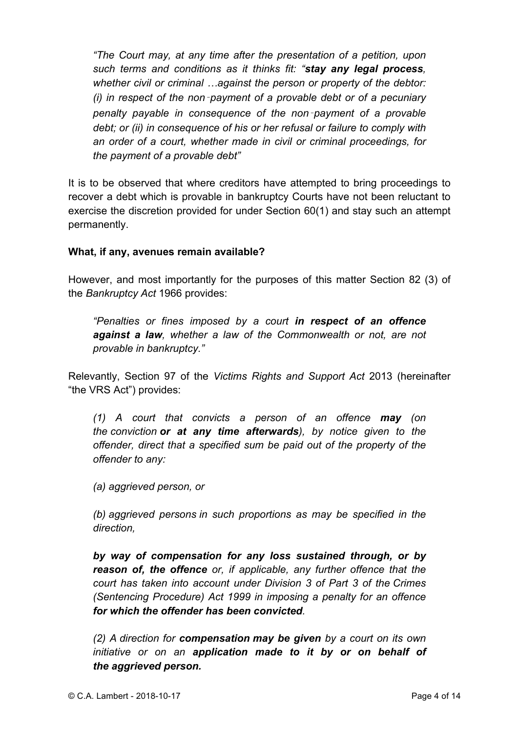> *"The Court may, at any time after the presentation of a petition, upon such terms and conditions as it thinks fit: "**stay any legal process**, whether civil or criminal …against the person or property of the debtor: (i) in respect of the non‑payment of a provable debt or of a pecuniary penalty payable in consequence of the non‑payment of a provable debt; or (ii) in consequence of his or her refusal or failure to comply with an order of a court, whether made in civil or criminal proceedings, for the payment of a provable debt"*

It is to be observed that where creditors have attempted to bring proceedings to recover a debt which is provable in bankruptcy Courts have not been reluctant to exercise the discretion provided for under Section 60(1) and stay such an attempt permanently.

**What, if any, avenues remain available?**

However, and most importantly for the purposes of this matter Section 82 (3) of the *Bankruptcy Act* 1966 provides:

> *"Penalties or fines imposed by a court **in respect of an offence against a law**, whether a law of the Commonwealth or not, are not provable in bankruptcy."*

Relevantly, Section 97 of the *Victims Rights and Support Act* 2013 (hereinafter "the VRS Act") provides:

> *(1) A court that convicts a person of an offence **may** (on the conviction **or at any time afterwards**), by notice given to the offender, direct that a specified sum be paid out of the property of the offender to any:*
>
> *(a) aggrieved person, or*
>
> *(b) aggrieved persons in such proportions as may be specified in the direction,*
>
> ***by way of compensation for any loss sustained through, or by reason of, the offence*** *or, if applicable, any further offence that the court has taken into account under Division 3 of Part 3 of the Crimes (Sentencing Procedure) Act 1999 in imposing a penalty for an offence **for which the offender has been convicted**.*
>
> *(2) A direction for **compensation may be given** by a court on its own initiative or on an **application made to it by or on behalf of the aggrieved person.***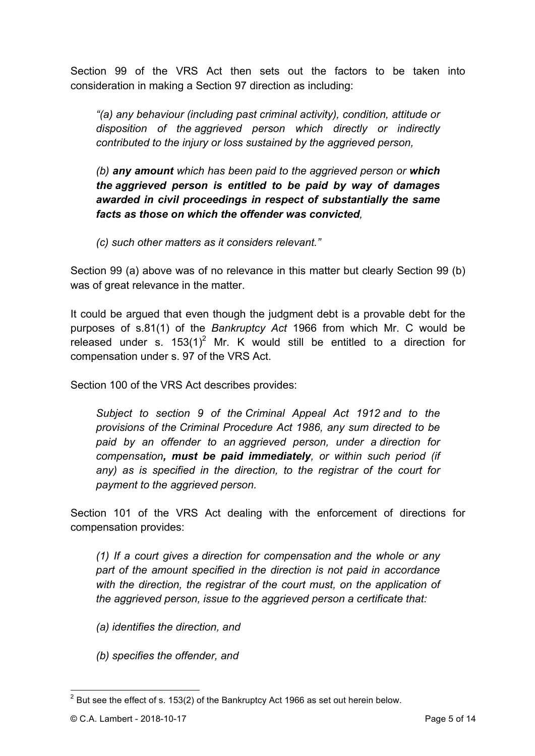Section 99 of the VRS Act then sets out the factors to be taken into consideration in making a Section 97 direction as including:

> *"(a) any behaviour (including past criminal activity), condition, attitude or disposition of the aggrieved person which directly or indirectly contributed to the injury or loss sustained by the aggrieved person,*
>
> *(b) **any amount** which has been paid to the aggrieved person or **which the aggrieved person is entitled to be paid by way of damages awarded in civil proceedings in respect of substantially the same facts as those on which the offender was convicted**,*
>
> *(c) such other matters as it considers relevant."*

Section 99 (a) above was of no relevance in this matter but clearly Section 99 (b) was of great relevance in the matter.

It could be argued that even though the judgment debt is a provable debt for the purposes of s.81(1) of the *Bankruptcy Act* 1966 from which Mr. C would be released under s. 153(1)[2] Mr. K would still be entitled to a direction for compensation under s. 97 of the VRS Act.

Section 100 of the VRS Act describes provides:

> *Subject to section 9 of the Criminal Appeal Act 1912 and to the provisions of the Criminal Procedure Act 1986, any sum directed to be paid by an offender to an aggrieved person, under a direction for compensation**, must be paid immediately**, or within such period (if any) as is specified in the direction, to the registrar of the court for payment to the aggrieved person.*

Section 101 of the VRS Act dealing with the enforcement of directions for compensation provides:

> *(1) If a court gives a direction for compensation and the whole or any part of the amount specified in the direction is not paid in accordance with the direction, the registrar of the court must, on the application of the aggrieved person, issue to the aggrieved person a certificate that:*
>
> *(a) identifies the direction, and*
>
> *(b) specifies the offender, and*

---

[2] But see the effect of s. 153(2) of the Bankruptcy Act 1966 as set out herein below.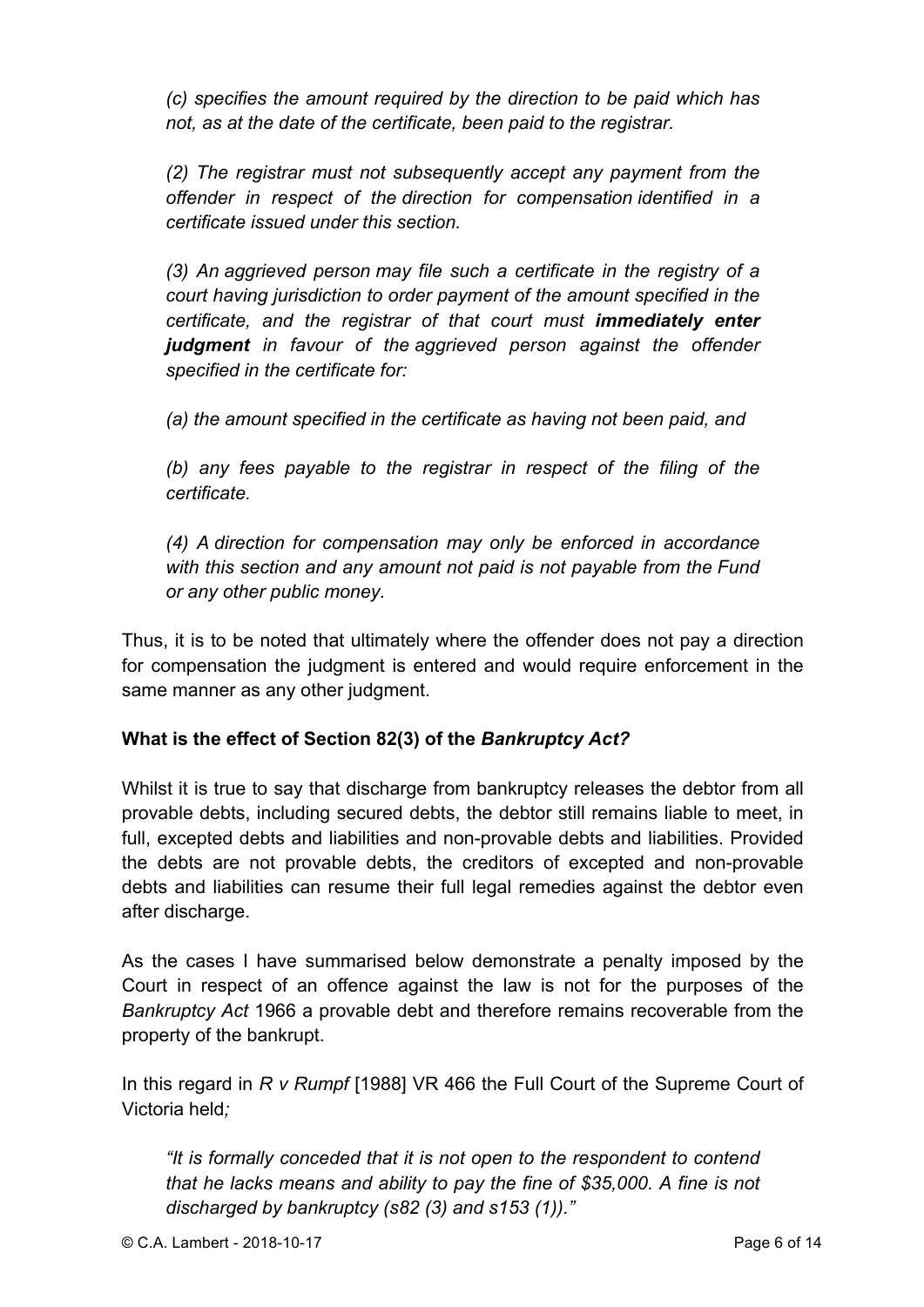*(c) specifies the amount required by the direction to be paid which has not, as at the date of the certificate, been paid to the registrar.*

*(2) The registrar must not subsequently accept any payment from the offender in respect of the direction for compensation identified in a certificate issued under this section.*

*(3) An aggrieved person may file such a certificate in the registry of a court having jurisdiction to order payment of the amount specified in the certificate, and the registrar of that court must* ***immediately enter judgment*** *in favour of the aggrieved person against the offender specified in the certificate for:*

*(a) the amount specified in the certificate as having not been paid, and*

*(b) any fees payable to the registrar in respect of the filing of the certificate.*

*(4) A direction for compensation may only be enforced in accordance with this section and any amount not paid is not payable from the Fund or any other public money.*

Thus, it is to be noted that ultimately where the offender does not pay a direction for compensation the judgment is entered and would require enforcement in the same manner as any other judgment.

**What is the effect of Section 82(3) of the *Bankruptcy Act?***

Whilst it is true to say that discharge from bankruptcy releases the debtor from all provable debts, including secured debts, the debtor still remains liable to meet, in full, excepted debts and liabilities and non-provable debts and liabilities. Provided the debts are not provable debts, the creditors of excepted and non-provable debts and liabilities can resume their full legal remedies against the debtor even after discharge.

As the cases I have summarised below demonstrate a penalty imposed by the Court in respect of an offence against the law is not for the purposes of the *Bankruptcy Act* 1966 a provable debt and therefore remains recoverable from the property of the bankrupt.

In this regard in *R v Rumpf* [1988] VR 466 the Full Court of the Supreme Court of Victoria held*;*

*"It is formally conceded that it is not open to the respondent to contend that he lacks means and ability to pay the fine of $35,000. A fine is not discharged by bankruptcy (s82 (3) and s153 (1))."*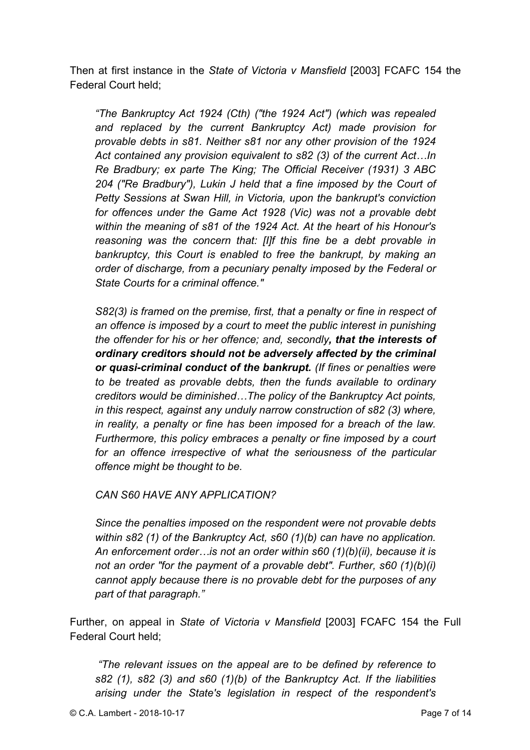Then at first instance in the *State of Victoria v Mansfield* [2003] FCAFC 154 the Federal Court held;

> *"The Bankruptcy Act 1924 (Cth) ("the 1924 Act") (which was repealed and replaced by the current Bankruptcy Act) made provision for provable debts in s81. Neither s81 nor any other provision of the 1924 Act contained any provision equivalent to s82 (3) of the current Act…In Re Bradbury; ex parte The King; The Official Receiver (1931) 3 ABC 204 ("Re Bradbury"), Lukin J held that a fine imposed by the Court of Petty Sessions at Swan Hill, in Victoria, upon the bankrupt's conviction for offences under the Game Act 1928 (Vic) was not a provable debt within the meaning of s81 of the 1924 Act. At the heart of his Honour's reasoning was the concern that: [I]f this fine be a debt provable in bankruptcy, this Court is enabled to free the bankrupt, by making an order of discharge, from a pecuniary penalty imposed by the Federal or State Courts for a criminal offence."*
>
> *S82(3) is framed on the premise, first, that a penalty or fine in respect of an offence is imposed by a court to meet the public interest in punishing the offender for his or her offence; and, secondly**, that the interests of ordinary creditors should not be adversely affected by the criminal or quasi-criminal conduct of the bankrupt.** (If fines or penalties were to be treated as provable debts, then the funds available to ordinary creditors would be diminished…The policy of the Bankruptcy Act points, in this respect, against any unduly narrow construction of s82 (3) where, in reality, a penalty or fine has been imposed for a breach of the law. Furthermore, this policy embraces a penalty or fine imposed by a court for an offence irrespective of what the seriousness of the particular offence might be thought to be.*
>
> *CAN S60 HAVE ANY APPLICATION?*
>
> *Since the penalties imposed on the respondent were not provable debts within s82 (1) of the Bankruptcy Act, s60 (1)(b) can have no application. An enforcement order…is not an order within s60 (1)(b)(ii), because it is not an order "for the payment of a provable debt". Further, s60 (1)(b)(i) cannot apply because there is no provable debt for the purposes of any part of that paragraph."*

Further, on appeal in *State of Victoria v Mansfield* [2003] FCAFC 154 the Full Federal Court held;

> *"The relevant issues on the appeal are to be defined by reference to s82 (1), s82 (3) and s60 (1)(b) of the Bankruptcy Act. If the liabilities arising under the State's legislation in respect of the respondent's*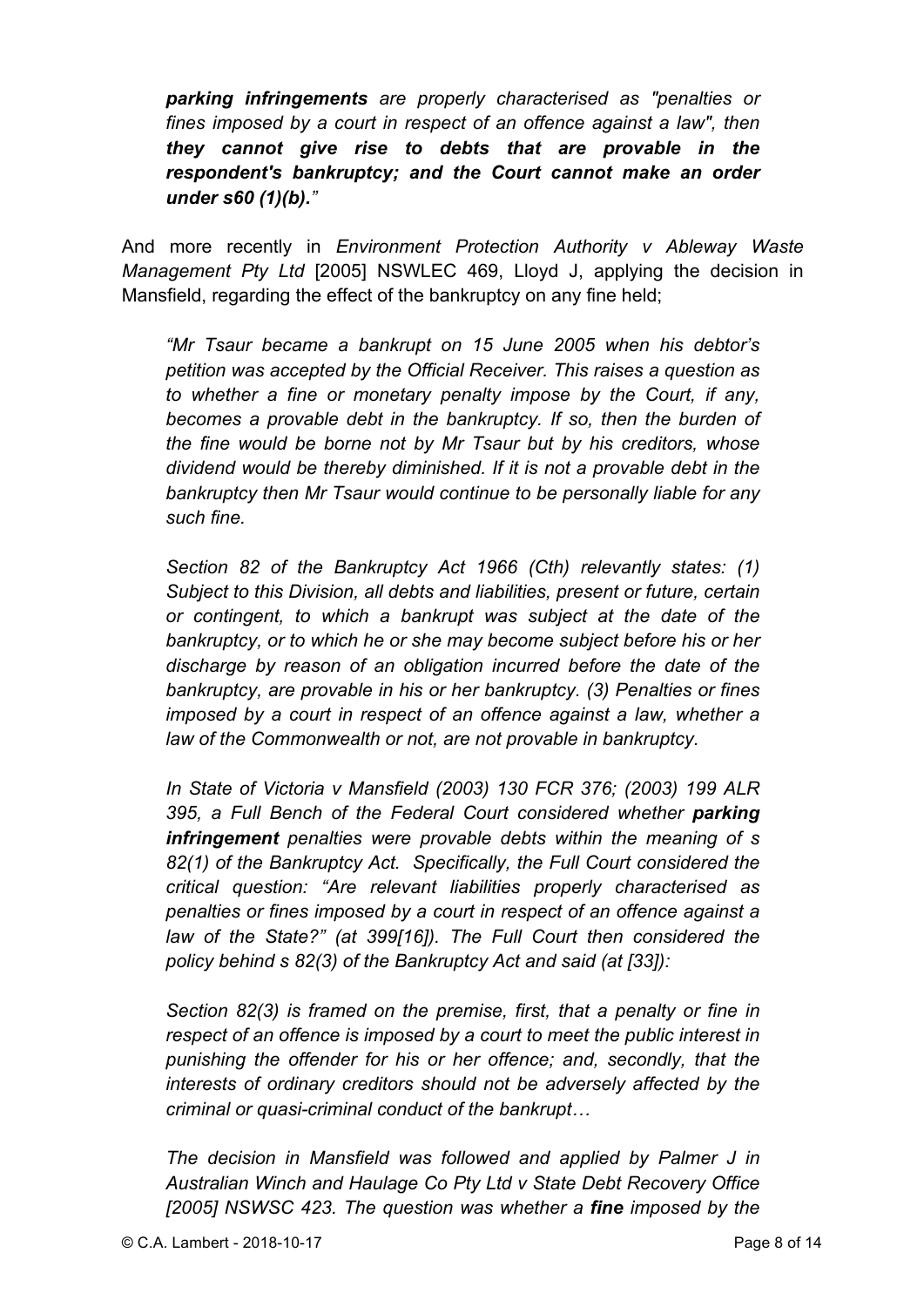*__parking infringements__ are properly characterised as "penalties or fines imposed by a court in respect of an offence against a law", then __they cannot give rise to debts that are provable in the respondent's bankruptcy; and the Court cannot make an order under s60 (1)(b).__"*

And more recently in *Environment Protection Authority v Ableway Waste Management Pty Ltd* [2005] NSWLEC 469, Lloyd J, applying the decision in Mansfield, regarding the effect of the bankruptcy on any fine held;

> *"Mr Tsaur became a bankrupt on 15 June 2005 when his debtor's petition was accepted by the Official Receiver. This raises a question as to whether a fine or monetary penalty impose by the Court, if any, becomes a provable debt in the bankruptcy. If so, then the burden of the fine would be borne not by Mr Tsaur but by his creditors, whose dividend would be thereby diminished. If it is not a provable debt in the bankruptcy then Mr Tsaur would continue to be personally liable for any such fine.*
>
> *Section 82 of the Bankruptcy Act 1966 (Cth) relevantly states: (1) Subject to this Division, all debts and liabilities, present or future, certain or contingent, to which a bankrupt was subject at the date of the bankruptcy, or to which he or she may become subject before his or her discharge by reason of an obligation incurred before the date of the bankruptcy, are provable in his or her bankruptcy. (3) Penalties or fines imposed by a court in respect of an offence against a law, whether a law of the Commonwealth or not, are not provable in bankruptcy.*
>
> *In State of Victoria v Mansfield (2003) 130 FCR 376; (2003) 199 ALR 395, a Full Bench of the Federal Court considered whether __parking infringement__ penalties were provable debts within the meaning of s 82(1) of the Bankruptcy Act. Specifically, the Full Court considered the critical question: "Are relevant liabilities properly characterised as penalties or fines imposed by a court in respect of an offence against a law of the State?" (at 399[16]). The Full Court then considered the policy behind s 82(3) of the Bankruptcy Act and said (at [33]):*
>
> *Section 82(3) is framed on the premise, first, that a penalty or fine in respect of an offence is imposed by a court to meet the public interest in punishing the offender for his or her offence; and, secondly, that the interests of ordinary creditors should not be adversely affected by the criminal or quasi-criminal conduct of the bankrupt…*
>
> *The decision in Mansfield was followed and applied by Palmer J in Australian Winch and Haulage Co Pty Ltd v State Debt Recovery Office [2005] NSWSC 423. The question was whether a __fine__ imposed by the*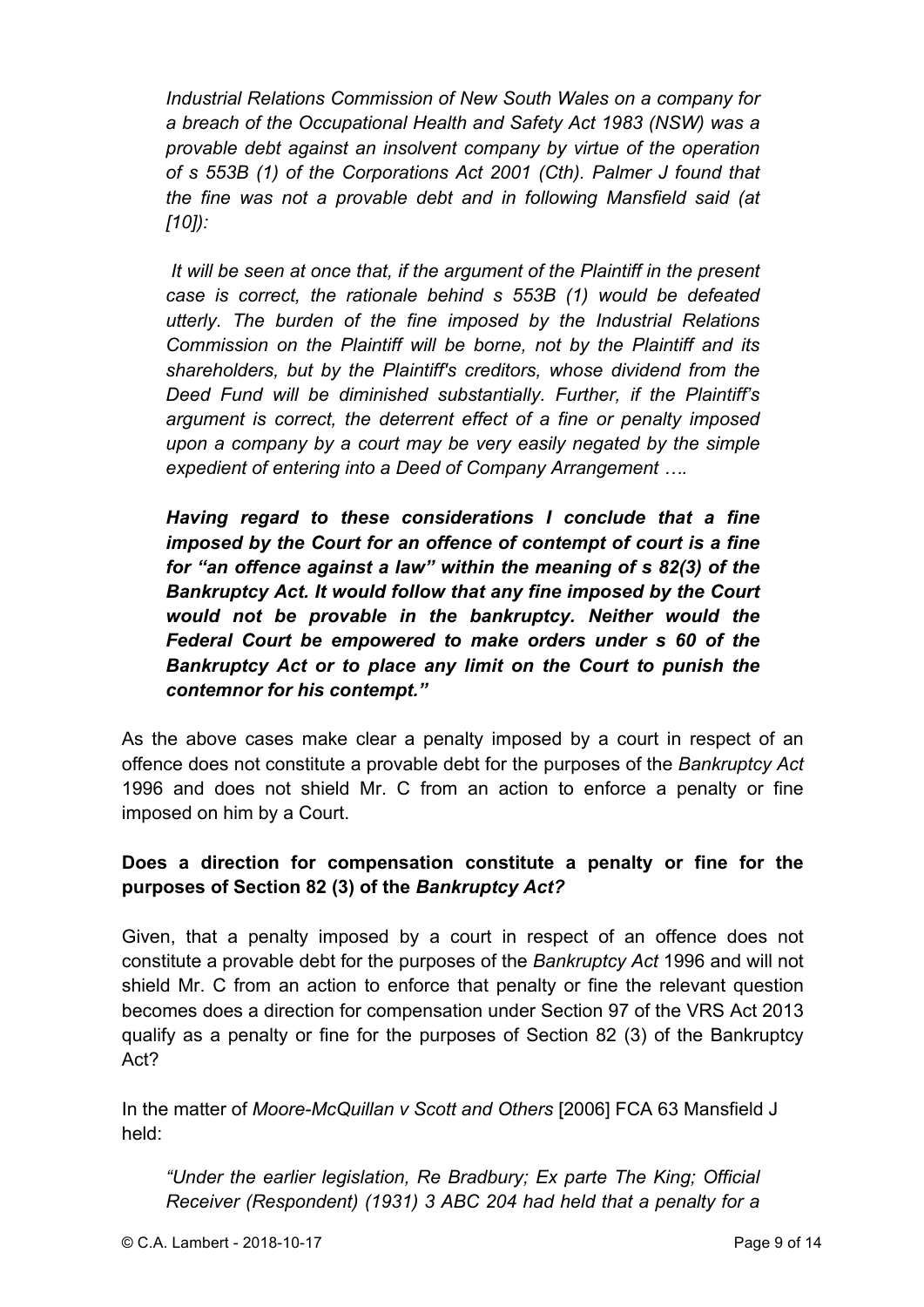*Industrial Relations Commission of New South Wales on a company for a breach of the Occupational Health and Safety Act 1983 (NSW) was a provable debt against an insolvent company by virtue of the operation of s 553B (1) of the Corporations Act 2001 (Cth). Palmer J found that the fine was not a provable debt and in following Mansfield said (at [10]):*

> *It will be seen at once that, if the argument of the Plaintiff in the present case is correct, the rationale behind s 553B (1) would be defeated utterly. The burden of the fine imposed by the Industrial Relations Commission on the Plaintiff will be borne, not by the Plaintiff and its shareholders, but by the Plaintiff's creditors, whose dividend from the Deed Fund will be diminished substantially. Further, if the Plaintiff's argument is correct, the deterrent effect of a fine or penalty imposed upon a company by a court may be very easily negated by the simple expedient of entering into a Deed of Company Arrangement ….*

***Having regard to these considerations I conclude that a fine imposed by the Court for an offence of contempt of court is a fine for "an offence against a law" within the meaning of s 82(3) of the Bankruptcy Act. It would follow that any fine imposed by the Court would not be provable in the bankruptcy. Neither would the Federal Court be empowered to make orders under s 60 of the Bankruptcy Act or to place any limit on the Court to punish the contemnor for his contempt."***

As the above cases make clear a penalty imposed by a court in respect of an offence does not constitute a provable debt for the purposes of the *Bankruptcy Act* 1996 and does not shield Mr. C from an action to enforce a penalty or fine imposed on him by a Court.

**Does a direction for compensation constitute a penalty or fine for the purposes of Section 82 (3) of the *Bankruptcy Act?***

Given, that a penalty imposed by a court in respect of an offence does not constitute a provable debt for the purposes of the *Bankruptcy Act* 1996 and will not shield Mr. C from an action to enforce that penalty or fine the relevant question becomes does a direction for compensation under Section 97 of the VRS Act 2013 qualify as a penalty or fine for the purposes of Section 82 (3) of the Bankruptcy Act?

In the matter of *Moore-McQuillan v Scott and Others* [2006] FCA 63 Mansfield J held:

> *"Under the earlier legislation, Re Bradbury; Ex parte The King; Official Receiver (Respondent) (1931) 3 ABC 204 had held that a penalty for a*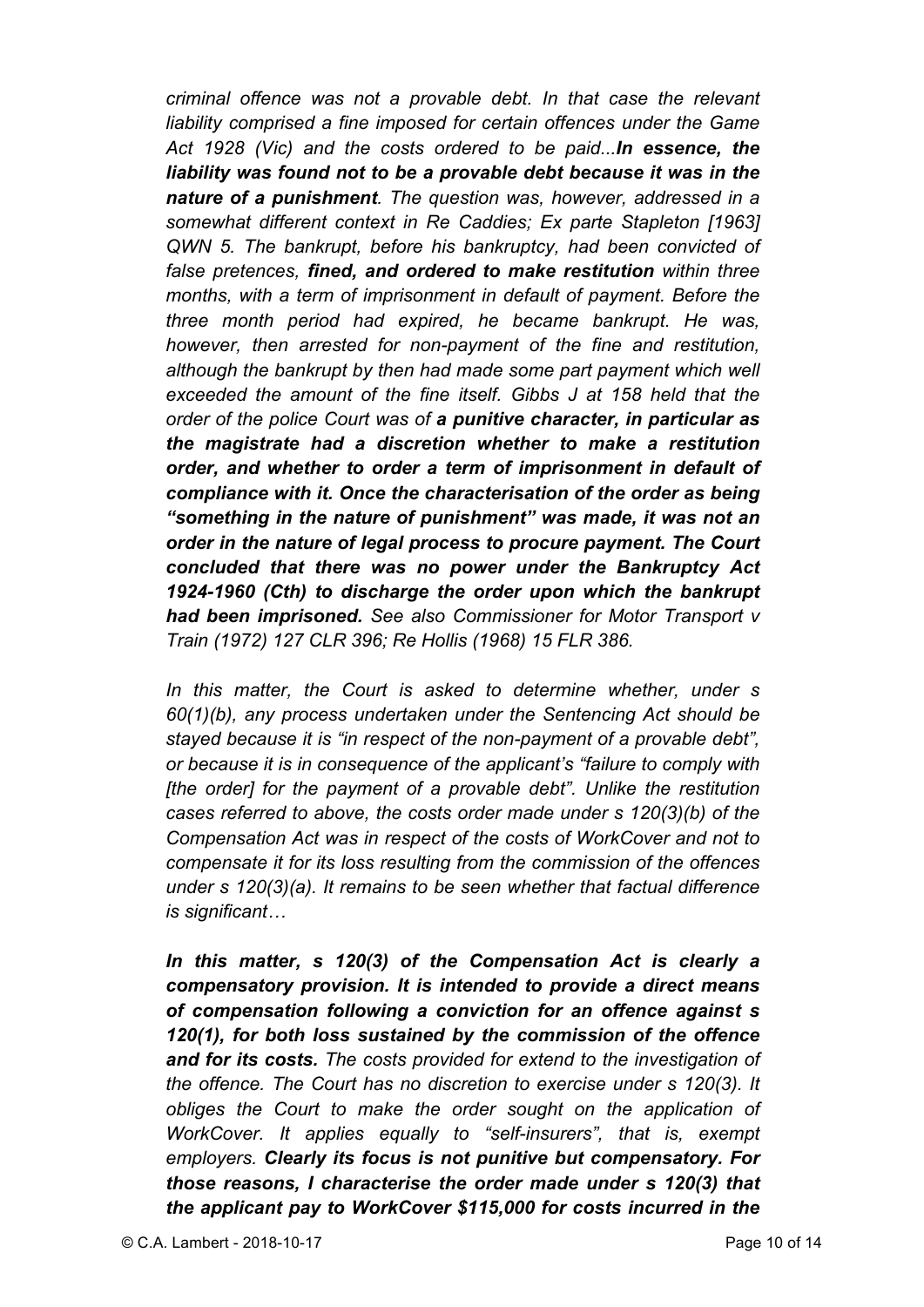*criminal offence was not a provable debt. In that case the relevant liability comprised a fine imposed for certain offences under the Game Act 1928 (Vic) and the costs ordered to be paid...**In essence, the liability was found not to be a provable debt because it was in the nature of a punishment**. The question was, however, addressed in a somewhat different context in Re Caddies; Ex parte Stapleton [1963] QWN 5. The bankrupt, before his bankruptcy, had been convicted of false pretences, **fined, and ordered to make restitution** within three months, with a term of imprisonment in default of payment. Before the three month period had expired, he became bankrupt. He was, however, then arrested for non-payment of the fine and restitution, although the bankrupt by then had made some part payment which well exceeded the amount of the fine itself. Gibbs J at 158 held that the order of the police Court was of **a punitive character, in particular as the magistrate had a discretion whether to make a restitution order, and whether to order a term of imprisonment in default of compliance with it. Once the characterisation of the order as being "something in the nature of punishment" was made, it was not an order in the nature of legal process to procure payment. The Court concluded that there was no power under the Bankruptcy Act 1924-1960 (Cth) to discharge the order upon which the bankrupt had been imprisoned.** See also Commissioner for Motor Transport v Train (1972) 127 CLR 396; Re Hollis (1968) 15 FLR 386.*

*In this matter, the Court is asked to determine whether, under s 60(1)(b), any process undertaken under the Sentencing Act should be stayed because it is "in respect of the non-payment of a provable debt", or because it is in consequence of the applicant's "failure to comply with [the order] for the payment of a provable debt". Unlike the restitution cases referred to above, the costs order made under s 120(3)(b) of the Compensation Act was in respect of the costs of WorkCover and not to compensate it for its loss resulting from the commission of the offences under s 120(3)(a). It remains to be seen whether that factual difference is significant…*

***In this matter, s 120(3) of the Compensation Act is clearly a compensatory provision. It is intended to provide a direct means of compensation following a conviction for an offence against s 120(1), for both loss sustained by the commission of the offence and for its costs.** The costs provided for extend to the investigation of the offence. The Court has no discretion to exercise under s 120(3). It obliges the Court to make the order sought on the application of WorkCover. It applies equally to "self-insurers", that is, exempt employers. **Clearly its focus is not punitive but compensatory. For those reasons, I characterise the order made under s 120(3) that the applicant pay to WorkCover $115,000 for costs incurred in the***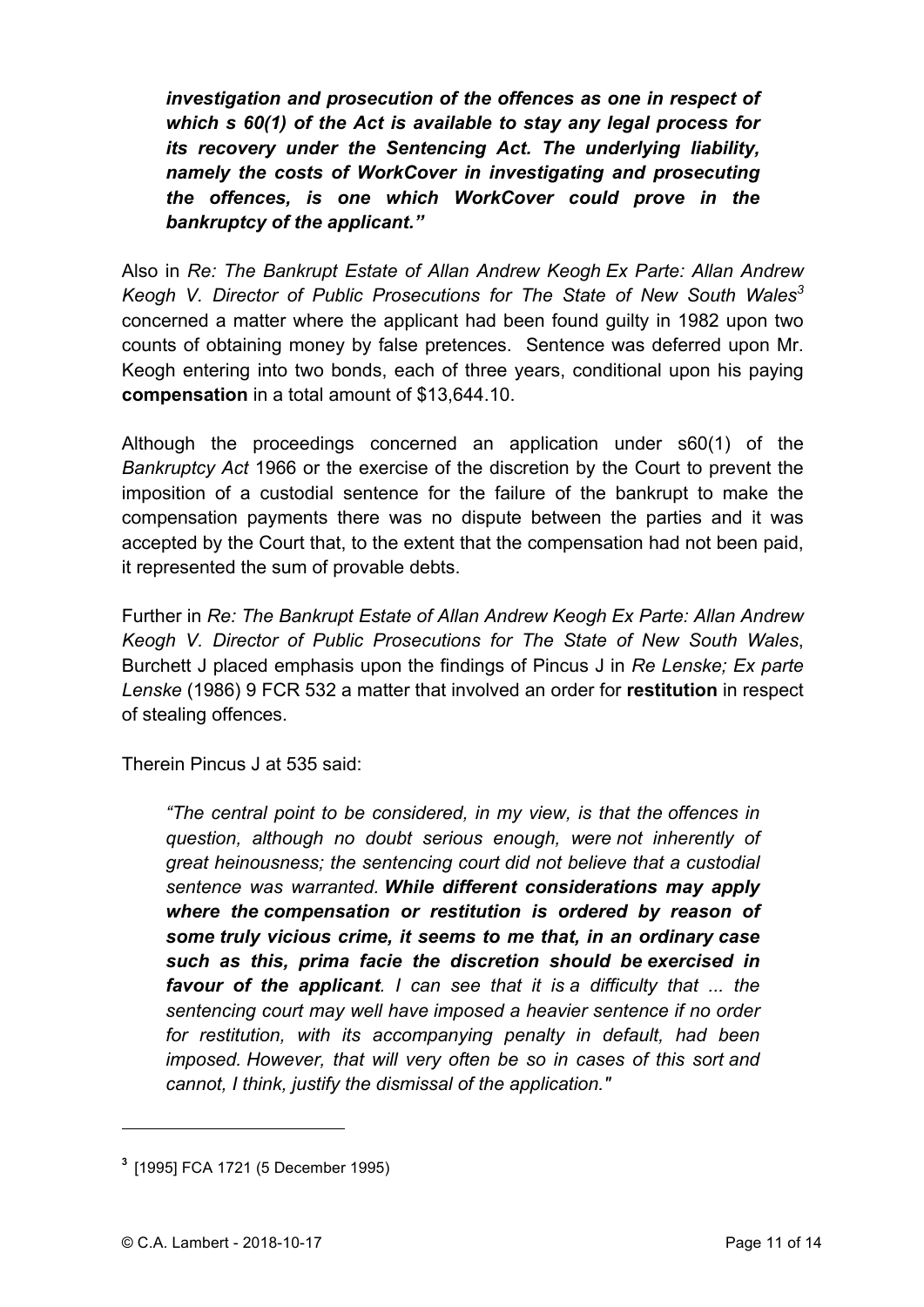> ***investigation and prosecution of the offences as one in respect of which s 60(1) of the Act is available to stay any legal process for its recovery under the Sentencing Act. The underlying liability, namely the costs of WorkCover in investigating and prosecuting the offences, is one which WorkCover could prove in the bankruptcy of the applicant."***

Also in *Re: The Bankrupt Estate of Allan Andrew Keogh Ex Parte: Allan Andrew Keogh V. Director of Public Prosecutions for The State of New South Wales*[3] concerned a matter where the applicant had been found guilty in 1982 upon two counts of obtaining money by false pretences. Sentence was deferred upon Mr. Keogh entering into two bonds, each of three years, conditional upon his paying **compensation** in a total amount of $13,644.10.

Although the proceedings concerned an application under s60(1) of the *Bankruptcy Act* 1966 or the exercise of the discretion by the Court to prevent the imposition of a custodial sentence for the failure of the bankrupt to make the compensation payments there was no dispute between the parties and it was accepted by the Court that, to the extent that the compensation had not been paid, it represented the sum of provable debts.

Further in *Re: The Bankrupt Estate of Allan Andrew Keogh Ex Parte: Allan Andrew Keogh V. Director of Public Prosecutions for The State of New South Wales*, Burchett J placed emphasis upon the findings of Pincus J in *Re Lenske; Ex parte Lenske* (1986) 9 FCR 532 a matter that involved an order for **restitution** in respect of stealing offences.

Therein Pincus J at 535 said:

> *"The central point to be considered, in my view, is that the offences in question, although no doubt serious enough, were not inherently of great heinousness; the sentencing court did not believe that a custodial sentence was warranted. **While different considerations may apply where the compensation or restitution is ordered by reason of some truly vicious crime, it seems to me that, in an ordinary case such as this, prima facie the discretion should be exercised in favour of the applicant**. I can see that it is a difficulty that ... the sentencing court may well have imposed a heavier sentence if no order for restitution, with its accompanying penalty in default, had been imposed. However, that will very often be so in cases of this sort and cannot, I think, justify the dismissal of the application."*

---

[3] [1995] FCA 1721 (5 December 1995)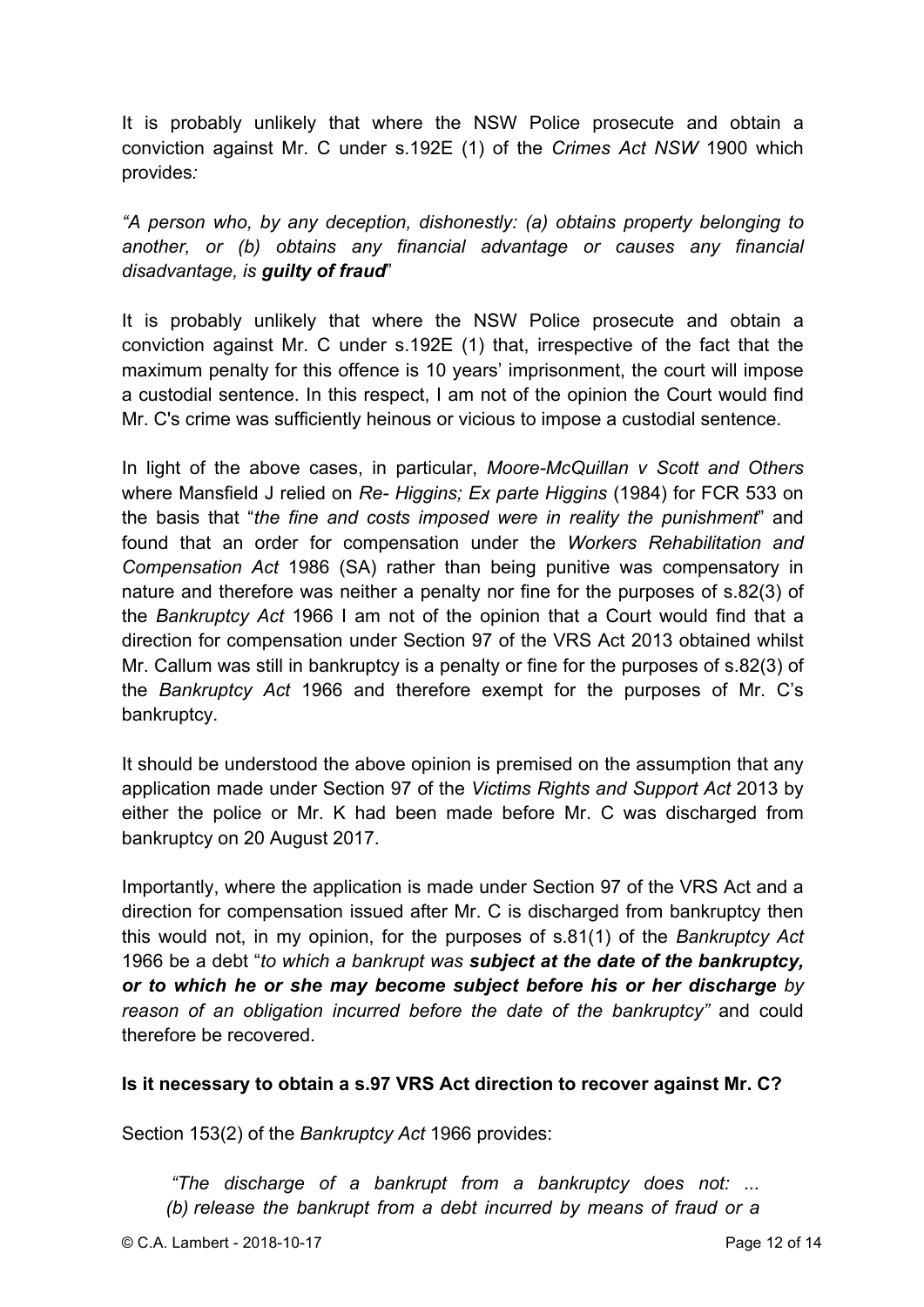It is probably unlikely that where the NSW Police prosecute and obtain a conviction against Mr. C under s.192E (1) of the *Crimes Act NSW* 1900 which provides*:*

*"A person who, by any deception, dishonestly: (a) obtains property belonging to another, or (b) obtains any financial advantage or causes any financial disadvantage, is* ***guilty of fraud***"

It is probably unlikely that where the NSW Police prosecute and obtain a conviction against Mr. C under s.192E (1) that, irrespective of the fact that the maximum penalty for this offence is 10 years' imprisonment, the court will impose a custodial sentence. In this respect, I am not of the opinion the Court would find Mr. C's crime was sufficiently heinous or vicious to impose a custodial sentence.

In light of the above cases, in particular, *Moore-McQuillan v Scott and Others* where Mansfield J relied on *Re- Higgins; Ex parte Higgins* (1984) for FCR 533 on the basis that "*the fine and costs imposed were in reality the punishment*" and found that an order for compensation under the *Workers Rehabilitation and Compensation Act* 1986 (SA) rather than being punitive was compensatory in nature and therefore was neither a penalty nor fine for the purposes of s.82(3) of the *Bankruptcy Act* 1966 I am not of the opinion that a Court would find that a direction for compensation under Section 97 of the VRS Act 2013 obtained whilst Mr. Callum was still in bankruptcy is a penalty or fine for the purposes of s.82(3) of the *Bankruptcy Act* 1966 and therefore exempt for the purposes of Mr. C's bankruptcy.

It should be understood the above opinion is premised on the assumption that any application made under Section 97 of the *Victims Rights and Support Act* 2013 by either the police or Mr. K had been made before Mr. C was discharged from bankruptcy on 20 August 2017.

Importantly, where the application is made under Section 97 of the VRS Act and a direction for compensation issued after Mr. C is discharged from bankruptcy then this would not, in my opinion, for the purposes of s.81(1) of the *Bankruptcy Act* 1966 be a debt "*to which a bankrupt was* ***subject at the date of the bankruptcy, or to which he or she may become subject before his or her discharge*** *by reason of an obligation incurred before the date of the bankruptcy"* and could therefore be recovered.

**Is it necessary to obtain a s.97 VRS Act direction to recover against Mr. C?**

Section 153(2) of the *Bankruptcy Act* 1966 provides:

> *"The discharge of a bankrupt from a bankruptcy does not: ...*
> *(b) release the bankrupt from a debt incurred by means of fraud or a*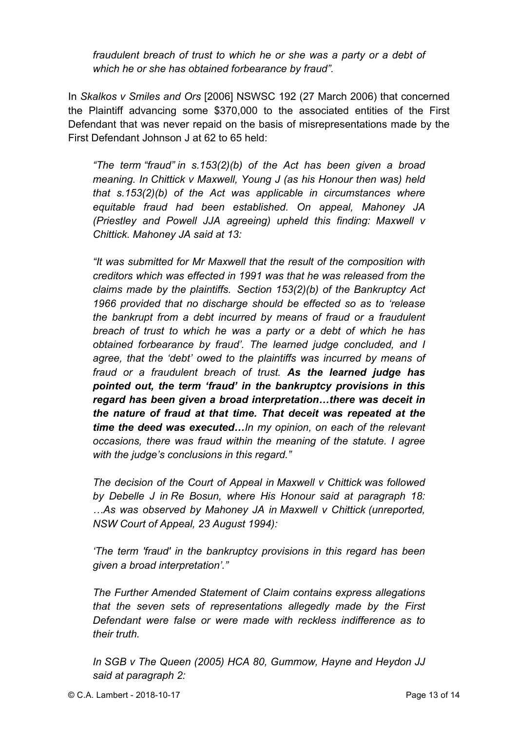*fraudulent breach of trust to which he or she was a party or a debt of which he or she has obtained forbearance by fraud".*

In *Skalkos v Smiles and Ors* [2006] NSWSC 192 (27 March 2006) that concerned the Plaintiff advancing some $370,000 to the associated entities of the First Defendant that was never repaid on the basis of misrepresentations made by the First Defendant Johnson J at 62 to 65 held:

*"The term "fraud" in s.153(2)(b) of the Act has been given a broad meaning. In Chittick v Maxwell, Young J (as his Honour then was) held that s.153(2)(b) of the Act was applicable in circumstances where equitable fraud had been established. On appeal, Mahoney JA (Priestley and Powell JJA agreeing) upheld this finding: Maxwell v Chittick. Mahoney JA said at 13:*

*"It was submitted for Mr Maxwell that the result of the composition with creditors which was effected in 1991 was that he was released from the claims made by the plaintiffs. Section 153(2)(b) of the Bankruptcy Act 1966 provided that no discharge should be effected so as to 'release the bankrupt from a debt incurred by means of fraud or a fraudulent breach of trust to which he was a party or a debt of which he has obtained forbearance by fraud'. The learned judge concluded, and I agree, that the 'debt' owed to the plaintiffs was incurred by means of fraud or a fraudulent breach of trust.* ***As the learned judge has pointed out, the term 'fraud' in the bankruptcy provisions in this regard has been given a broad interpretation…there was deceit in the nature of fraud at that time. That deceit was repeated at the time the deed was executed…****In my opinion, on each of the relevant occasions, there was fraud within the meaning of the statute. I agree with the judge's conclusions in this regard."*

*The decision of the Court of Appeal in Maxwell v Chittick was followed by Debelle J in Re Bosun, where His Honour said at paragraph 18: …As was observed by Mahoney JA in Maxwell v Chittick (unreported, NSW Court of Appeal, 23 August 1994):*

*'The term 'fraud' in the bankruptcy provisions in this regard has been given a broad interpretation'."*

*The Further Amended Statement of Claim contains express allegations that the seven sets of representations allegedly made by the First Defendant were false or were made with reckless indifference as to their truth.*

*In SGB v The Queen (2005) HCA 80, Gummow, Hayne and Heydon JJ said at paragraph 2:*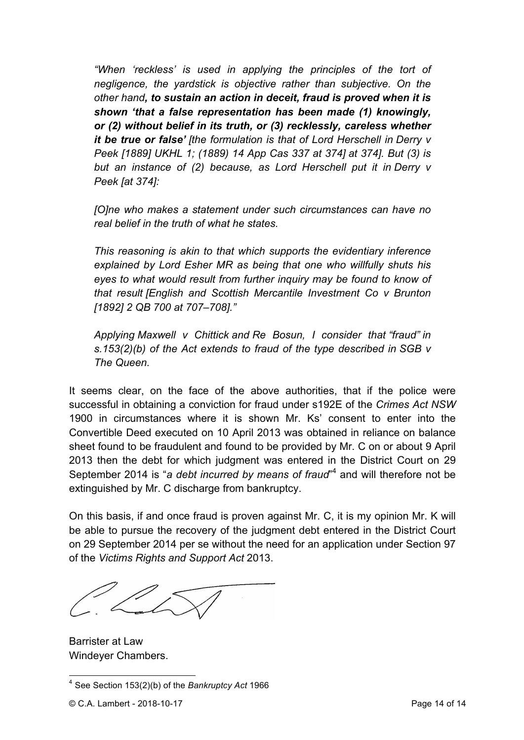*"When 'reckless' is used in applying the principles of the tort of negligence, the yardstick is objective rather than subjective. On the other hand**, to sustain an action in deceit, fraud is proved when it is shown 'that a false representation has been made (1) knowingly, or (2) without belief in its truth, or (3) recklessly, careless whether it be true or false'** [the formulation is that of Lord Herschell in Derry v Peek [1889] UKHL 1; (1889) 14 App Cas 337 at 374] at 374]. But (3) is but an instance of (2) because, as Lord Herschell put it in Derry v Peek [at 374]:*

*[O]ne who makes a statement under such circumstances can have no real belief in the truth of what he states.*

*This reasoning is akin to that which supports the evidentiary inference explained by Lord Esher MR as being that one who willfully shuts his eyes to what would result from further inquiry may be found to know of that result [English and Scottish Mercantile Investment Co v Brunton [1892] 2 QB 700 at 707–708]."*

*Applying Maxwell v Chittick and Re Bosun, I consider that "fraud" in s.153(2)(b) of the Act extends to fraud of the type described in SGB v The Queen.*

It seems clear, on the face of the above authorities, that if the police were successful in obtaining a conviction for fraud under s192E of the *Crimes Act NSW* 1900 in circumstances where it is shown Mr. Ks' consent to enter into the Convertible Deed executed on 10 April 2013 was obtained in reliance on balance sheet found to be fraudulent and found to be provided by Mr. C on or about 9 April 2013 then the debt for which judgment was entered in the District Court on 29 September 2014 is "*a debt incurred by means of fraud*"[4] and will therefore not be extinguished by Mr. C discharge from bankruptcy.

On this basis, if and once fraud is proven against Mr. C, it is my opinion Mr. K will be able to pursue the recovery of the judgment debt entered in the District Court on 29 September 2014 per se without the need for an application under Section 97 of the *Victims Rights and Support Act* 2013.

Barrister at Law
Windeyer Chambers.

[4] See Section 153(2)(b) of the *Bankruptcy Act* 1966

© C.A. Lambert - 2018-10-17